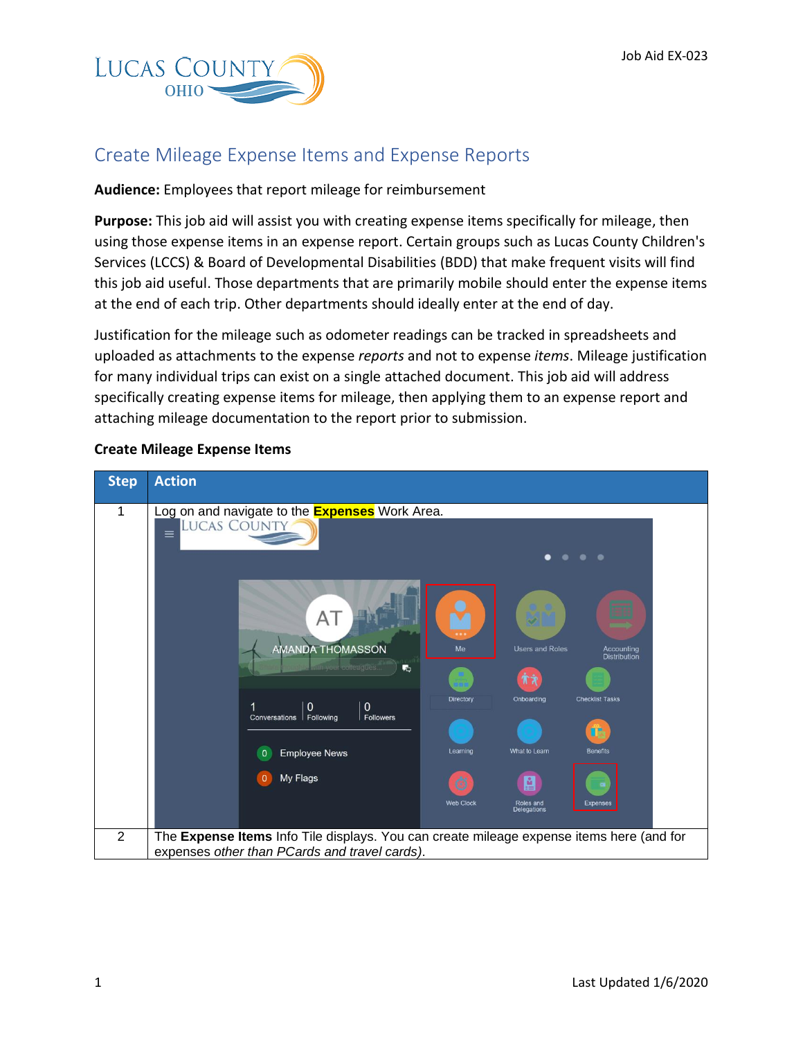# Create Mileage Expense Items and Expense Reports

**Audience:** Employees that report mileage for reimbursement

**Purpose:** This job aid will assist you with creating expense items specifically for mileage, then using those expense items in an expense report. Certain groups such as Lucas County Children's Services (LCCS) & Board of Developmental Disabilities (BDD) that make frequent visits will find this job aid useful. Those departments that are primarily mobile should enter the expense items at the end of each trip. Other departments should ideally enter at the end of day.

Justification for the mileage such as odometer readings can be tracked in spreadsheets and uploaded as attachments to the expense *reports* and not to expense *items*. Mileage justification for many individual trips can exist on a single attached document. This job aid will address specifically creating expense items for mileage, then applying them to an expense report and attaching mileage documentation to the report prior to submission.

## Create Mileage Expense Items

| Step | Action |
|---|---|
| 1 | Log on and navigate to the **Expenses** Work Area. |
| 2 | The **Expense Items** Info Tile displays. You can create mileage expense items here (and for expenses *other than PCards and travel cards)*. |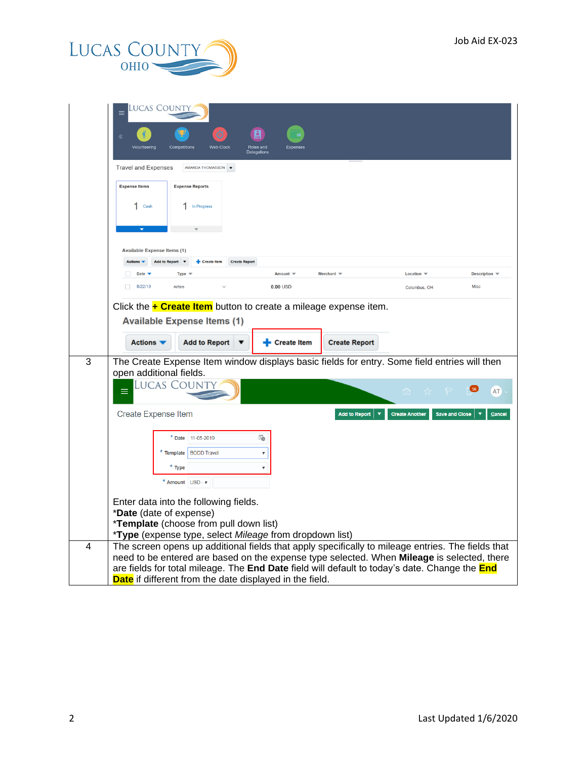| | |
|---|---|
| | Click the **+ Create Item** button to create a mileage expense item. |
| 3 | The Create Expense Item window displays basic fields for entry. Some field entries will then open additional fields.<br><br>Enter data into the following fields.<br>***Date** (date of expense)<br>***Template** (choose from pull down list)<br>***Type** (expense type, select *Mileage* from dropdown list) |
| 4 | The screen opens up additional fields that apply specifically to mileage entries. The fields that need to be entered are based on the expense type selected. When **Mileage** is selected, there are fields for total mileage. The **End Date** field will default to today's date. Change the **End Date** if different from the date displayed in the field. |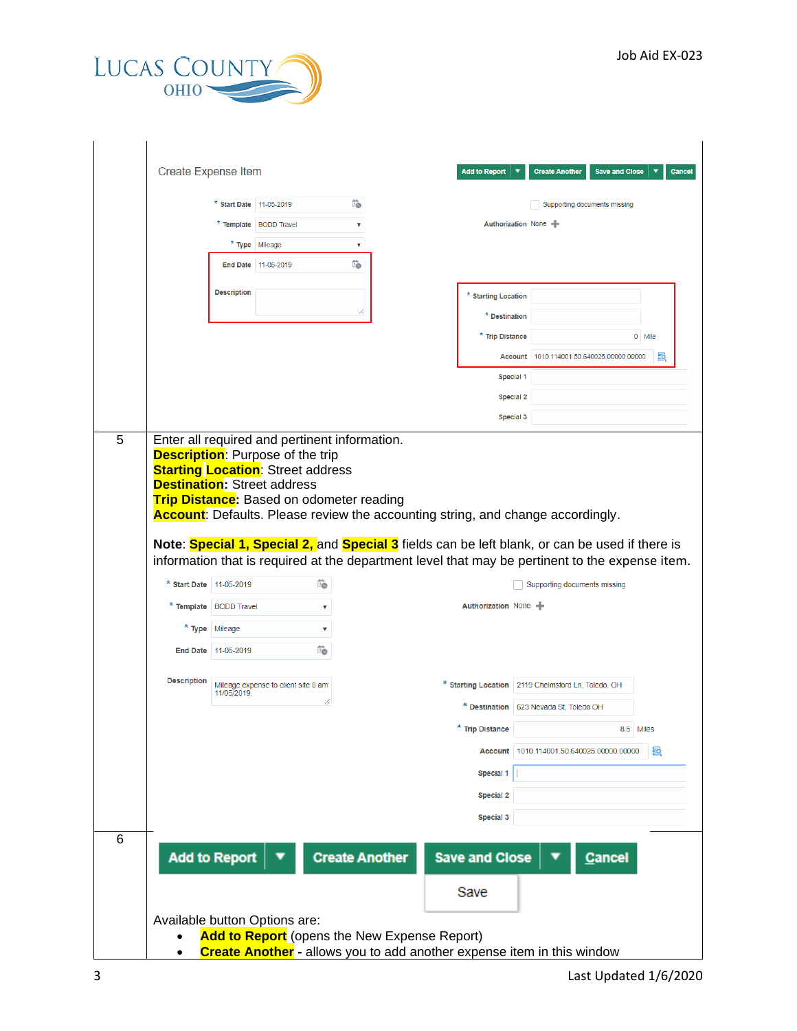| | |
|---|---|
| | Create Expense Item<br><br>Add to Report ▼ \| Create Another \| Save and Close ▼ \| Cancel<br><br>* Start Date 11-05-2019<br>* Template BODD Travel<br>* Type Mileage<br>End Date 11-05-2019<br>Description<br><br>Supporting documents missing<br>Authorization None<br>* Starting Location<br>* Destination<br>* Trip Distance 0 Mile<br>Account 1010.114001.50.640025.00000.00000<br>Special 1<br>Special 2<br>Special 3 |
| 5 | Enter all required and pertinent information.<br>**Description**: Purpose of the trip<br>**Starting Location**: Street address<br>**Destination:** Street address<br>**Trip Distance**: Based on odometer reading<br>**Account**: Defaults. Please review the accounting string, and change accordingly.<br><br>**Note**: **Special 1, Special 2,** and **Special 3** fields can be left blank, or can be used if there is information that is required at the department level that may be pertinent to the expense item.<br><br>* Start Date 11-05-2019<br>* Template BODD Travel<br>* Type Mileage<br>End Date 11-05-2019<br>Description Mileage expense to client site 8 am 11/05/2019.<br><br>Supporting documents missing<br>Authorization None<br>* Starting Location 2119 Chelmsford Ln, Toledo, OH<br>* Destination 623 Nevada St, Toledo OH<br>* Trip Distance 8.5 Miles<br>Account 1010.114001.50.640025.00000.00000<br>Special 1<br>Special 2<br>Special 3 |
| 6 | Add to Report ▼ \| Create Another \| Save and Close ▼ \| Cancel<br>Save<br><br>Available button Options are:<br>• **Add to Report** (opens the New Expense Report)<br>• **Create Another** - allows you to add another expense item in this window |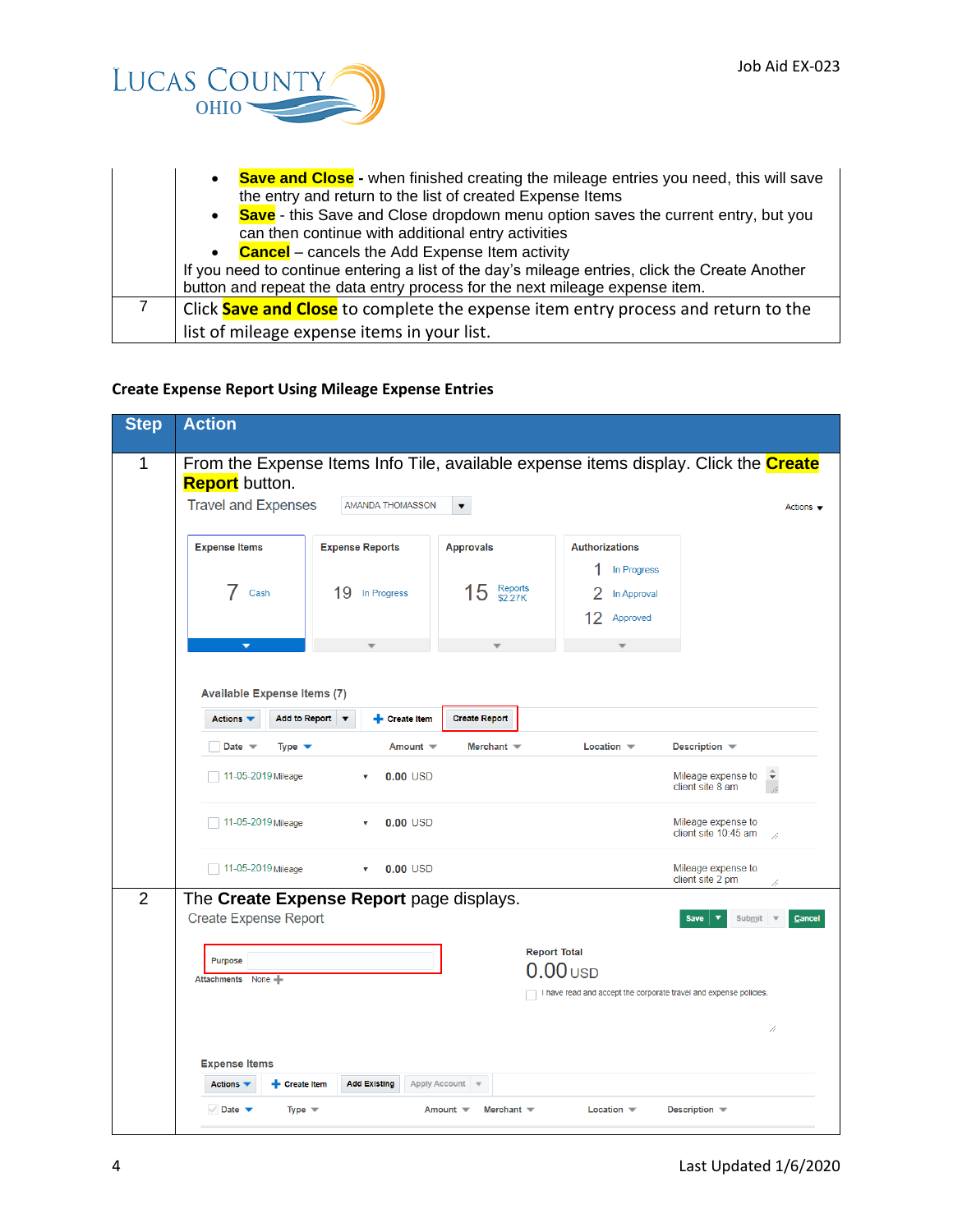| | |
|---|---|
| | • **Save and Close** - when finished creating the mileage entries you need, this will save the entry and return to the list of created Expense Items<br>• **Save** - this Save and Close dropdown menu option saves the current entry, but you can then continue with additional entry activities<br>• **Cancel** – cancels the Add Expense Item activity<br>If you need to continue entering a list of the day's mileage entries, click the Create Another button and repeat the data entry process for the next mileage expense item. |
| 7 | Click **Save and Close** to complete the expense item entry process and return to the list of mileage expense items in your list. |

### Create Expense Report Using Mileage Expense Entries

| Step | Action |
|---|---|
| 1 | From the Expense Items Info Tile, available expense items display. Click the **Create Report** button. |
| 2 | The **Create Expense Report** page displays. |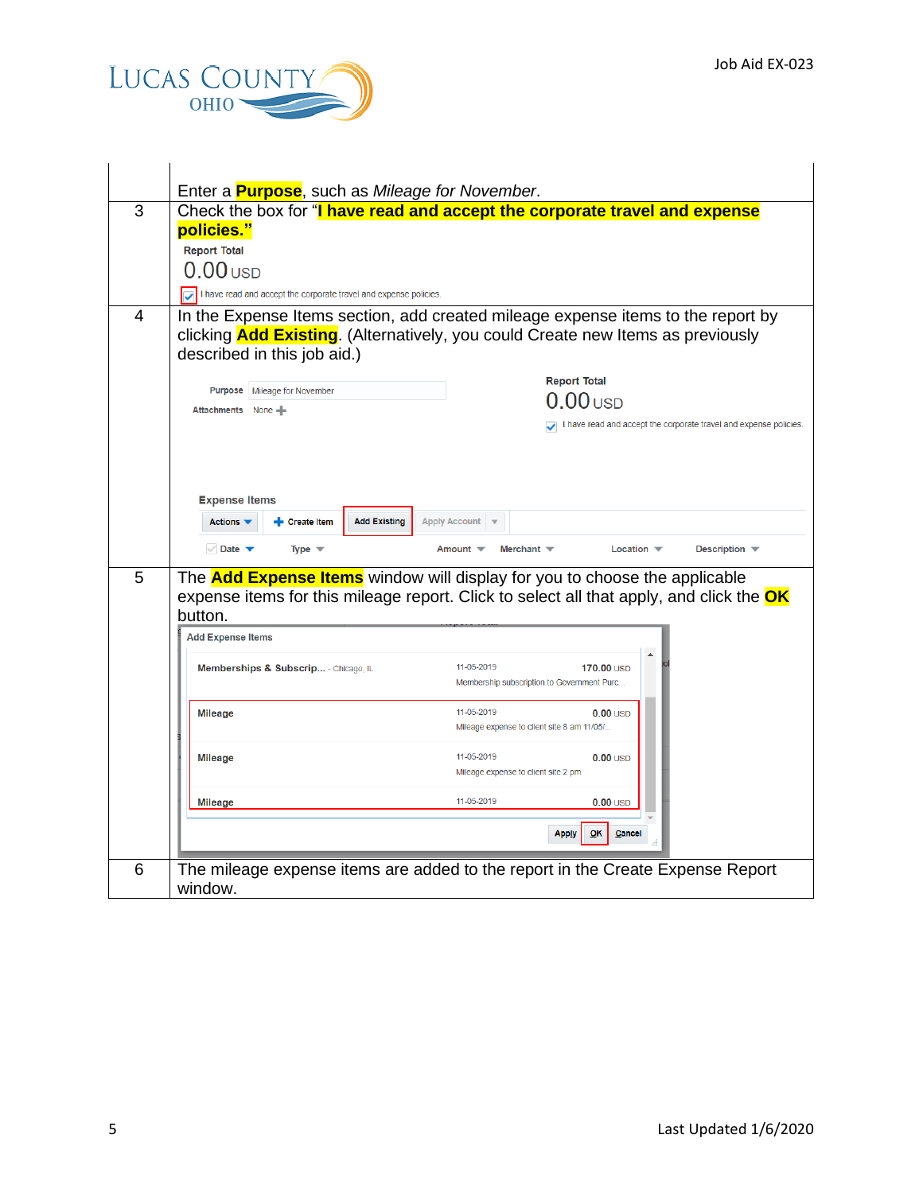| | |
|---|---|
| | Enter a **Purpose**, such as *Mileage for November*. |
| 3 | Check the box for "**I have read and accept the corporate travel and expense policies.**" |
| 4 | In the Expense Items section, add created mileage expense items to the report by clicking **Add Existing**. (Alternatively, you could Create new Items as previously described in this job aid.) |
| 5 | The **Add Expense Items** window will display for you to choose the applicable expense items for this mileage report. Click to select all that apply, and click the **OK** button. |
| 6 | The mileage expense items are added to the report in the Create Expense Report window. |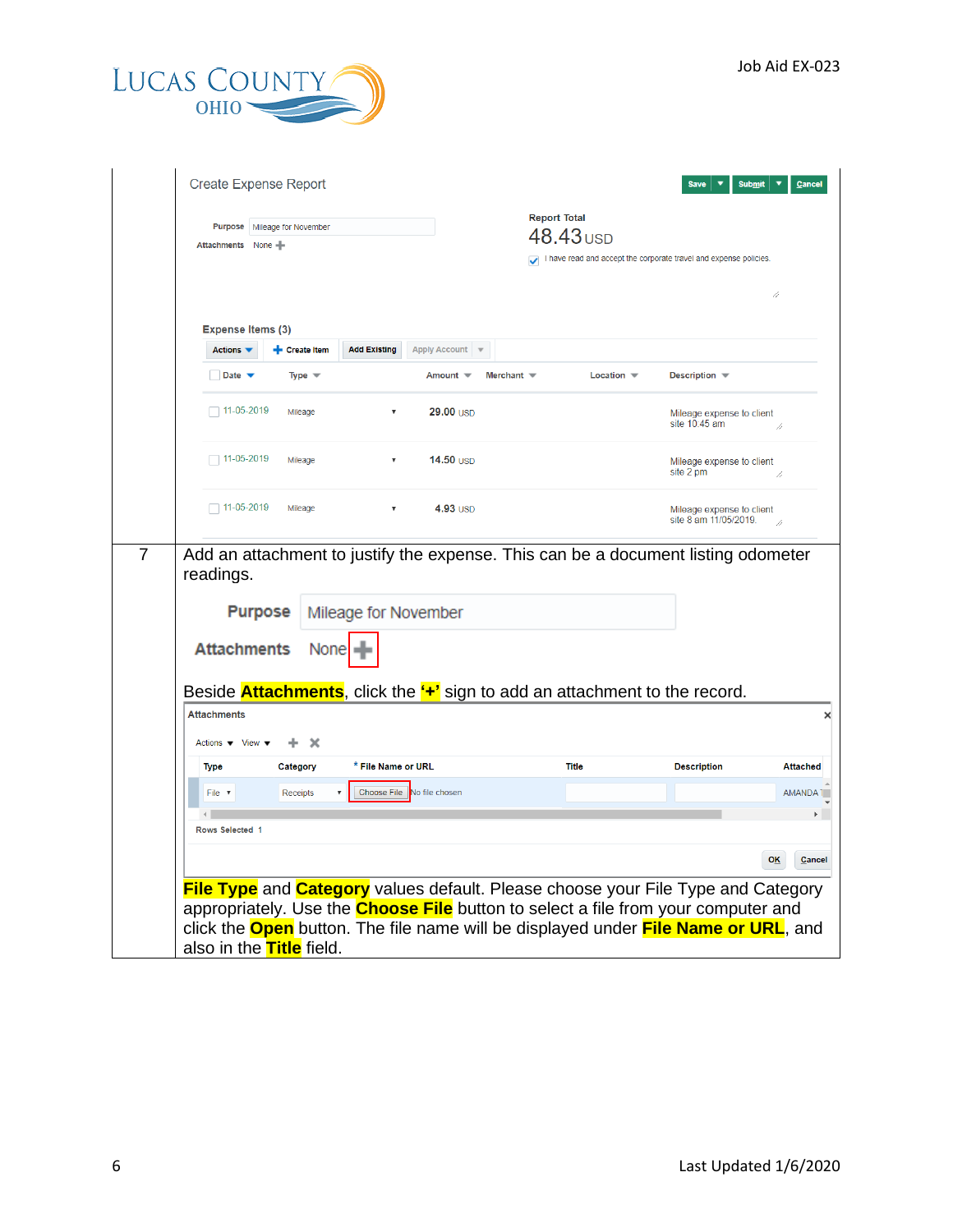| | |
|---|---|
| | Create Expense Report<br><br>Purpose: Mileage for November<br>Attachments: None<br><br>Report Total 48.43 USD<br>I have read and accept the corporate travel and expense policies.<br><br>Expense Items (3)<br><br>11-05-2019 Mileage 29.00 USD Mileage expense to client site 10:45 am<br>11-05-2019 Mileage 14.50 USD Mileage expense to client site 2 pm<br>11-05-2019 Mileage 4.93 USD Mileage expense to client site 8 am 11/05/2019. |
| 7 | Add an attachment to justify the expense. This can be a document listing odometer readings.<br><br>Beside **Attachments**, click the **'+'** sign to add an attachment to the record.<br><br>**File Type** and **Category** values default. Please choose your File Type and Category appropriately. Use the **Choose File** button to select a file from your computer and click the **Open** button. The file name will be displayed under **File Name or URL**, and also in the **Title** field. |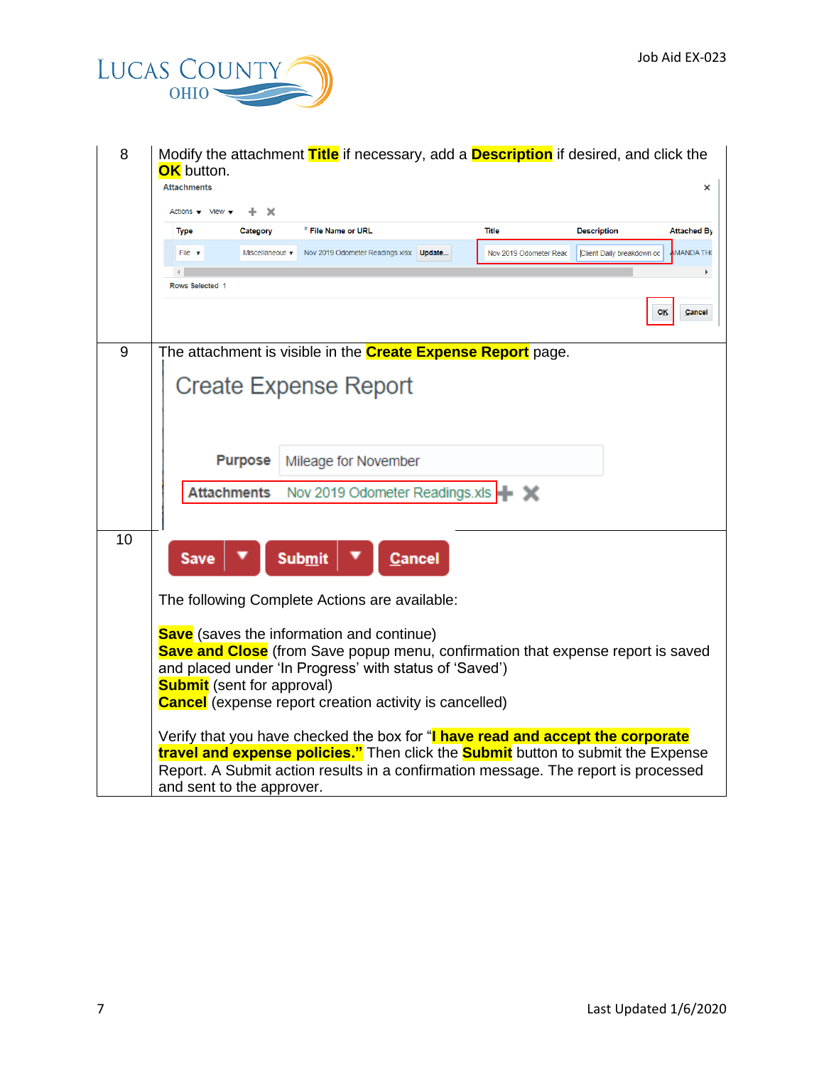| | |
|---|---|
| 8 | Modify the attachment **Title** if necessary, add a **Description** if desired, and click the **OK** button. |
| 9 | The attachment is visible in the **Create Expense Report** page. |
| 10 | The following Complete Actions are available:<br><br>**Save** (saves the information and continue)<br>**Save and Close** (from Save popup menu, confirmation that expense report is saved and placed under 'In Progress' with status of 'Saved')<br>**Submit** (sent for approval)<br>**Cancel** (expense report creation activity is cancelled)<br><br>Verify that you have checked the box for "**I have read and accept the corporate travel and expense policies.**" Then click the **Submit** button to submit the Expense Report. A Submit action results in a confirmation message. The report is processed and sent to the approver. |